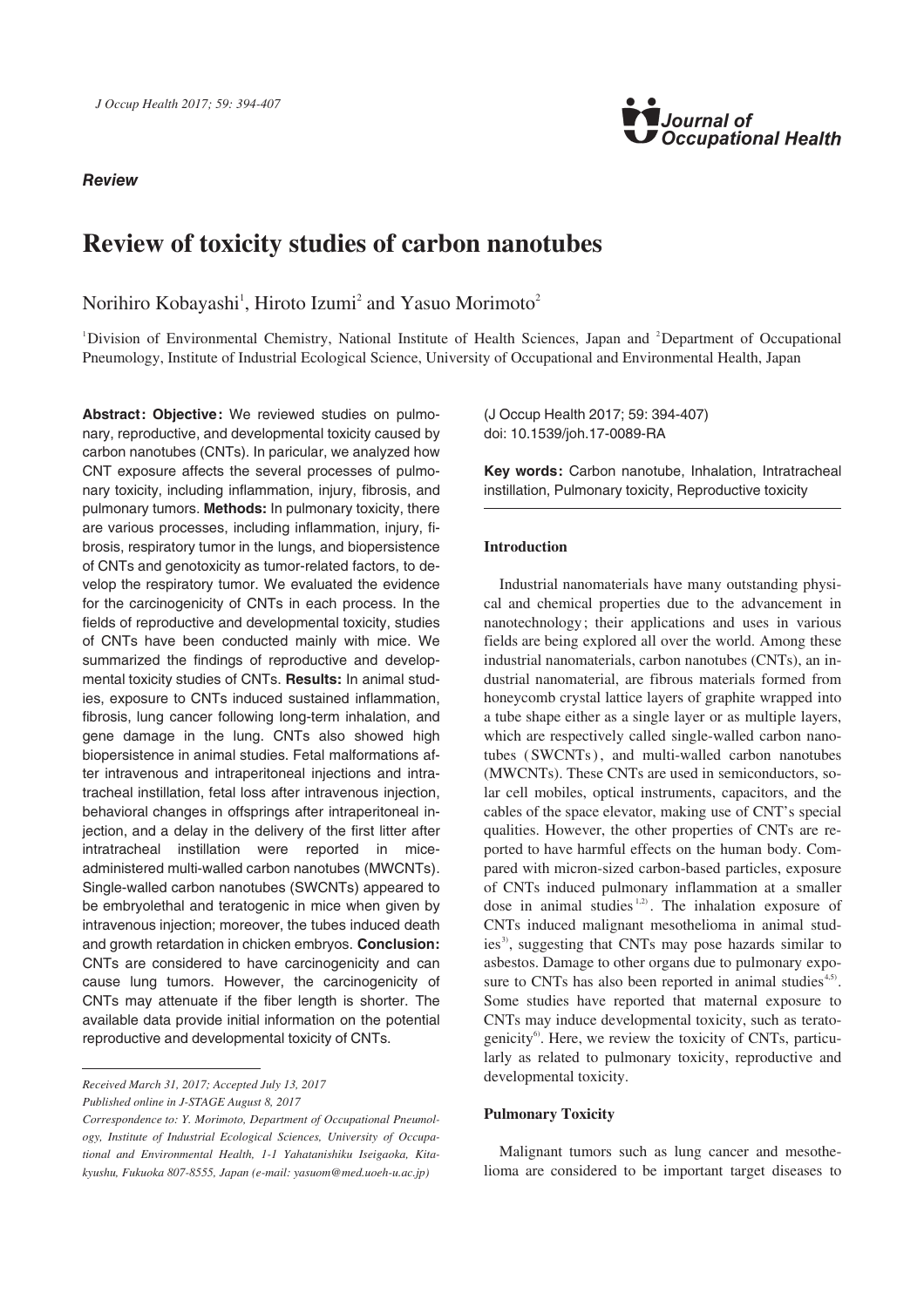*Review*

# Review of toxicity studies of carbon nanotubes

Norihiro Kobayashi[1], Hiroto Izumi[2] and Yasuo Morimoto[2]

[1]Division of Environmental Chemistry, National Institute of Health Sciences, Japan and [2]Department of Occupational Pneumology, Institute of Industrial Ecological Science, University of Occupational and Environmental Health, Japan

**Abstract: Objective:** We reviewed studies on pulmonary, reproductive, and developmental toxicity caused by carbon nanotubes (CNTs). In particular, we analyzed how CNT exposure affects the several processes of pulmonary toxicity, including inflammation, injury, fibrosis, and pulmonary tumors. **Methods:** In pulmonary toxicity, there are various processes, including inflammation, injury, fibrosis, respiratory tumor in the lungs, and biopersistence of CNTs and genotoxicity as tumor-related factors, to develop the respiratory tumor. We evaluated the evidence for the carcinogenicity of CNTs in each process. In the fields of reproductive and developmental toxicity, studies of CNTs have been conducted mainly with mice. We summarized the findings of reproductive and developmental toxicity studies of CNTs. **Results:** In animal studies, exposure to CNTs induced sustained inflammation, fibrosis, lung cancer following long-term inhalation, and gene damage in the lung. CNTs also showed high biopersistence in animal studies. Fetal malformations after intravenous and intraperitoneal injections and intratracheal instillation, fetal loss after intravenous injection, behavioral changes in offsprings after intraperitoneal injection, and a delay in the delivery of the first litter after intratracheal instillation were reported in mice-administered multi-walled carbon nanotubes (MWCNTs). Single-walled carbon nanotubes (SWCNTs) appeared to be embryolethal and teratogenic in mice when given by intravenous injection; moreover, the tubes induced death and growth retardation in chicken embryos. **Conclusion:** CNTs are considered to have carcinogenicity and can cause lung tumors. However, the carcinogenicity of CNTs may attenuate if the fiber length is shorter. The available data provide initial information on the potential reproductive and developmental toxicity of CNTs.

(J Occup Health 2017; 59: 394-407)
doi: 10.1539/joh.17-0089-RA

**Key words:** Carbon nanotube, Inhalation, Intratracheal instillation, Pulmonary toxicity, Reproductive toxicity

*Received March 31, 2017; Accepted July 13, 2017*
*Published online in J-STAGE August 8, 2017*
*Correspondence to: Y. Morimoto, Department of Occupational Pneumology, Institute of Industrial Ecological Sciences, University of Occupational and Environmental Health, 1-1 Yahatanishiku Iseigaoka, Kitakyushu, Fukuoka 807-8555, Japan (e-mail: yasuom@med.uoeh-u.ac.jp)*

## Introduction

Industrial nanomaterials have many outstanding physical and chemical properties due to the advancement in nanotechnology; their applications and uses in various fields are being explored all over the world. Among these industrial nanomaterials, carbon nanotubes (CNTs), an industrial nanomaterial, are fibrous materials formed from honeycomb crystal lattice layers of graphite wrapped into a tube shape either as a single layer or as multiple layers, which are respectively called single-walled carbon nanotubes (SWCNTs), and multi-walled carbon nanotubes (MWCNTs). These CNTs are used in semiconductors, solar cell mobiles, optical instruments, capacitors, and the cables of the space elevator, making use of CNT's special qualities. However, the other properties of CNTs are reported to have harmful effects on the human body. Compared with micron-sized carbon-based particles, exposure of CNTs induced pulmonary inflammation at a smaller dose in animal studies[1,2]. The inhalation exposure of CNTs induced malignant mesothelioma in animal studies[3], suggesting that CNTs may pose hazards similar to asbestos. Damage to other organs due to pulmonary exposure to CNTs has also been reported in animal studies[4,5]. Some studies have reported that maternal exposure to CNTs may induce developmental toxicity, such as teratogenicity[6]. Here, we review the toxicity of CNTs, particularly as related to pulmonary toxicity, reproductive and developmental toxicity.

## Pulmonary Toxicity

Malignant tumors such as lung cancer and mesothelioma are considered to be important target diseases to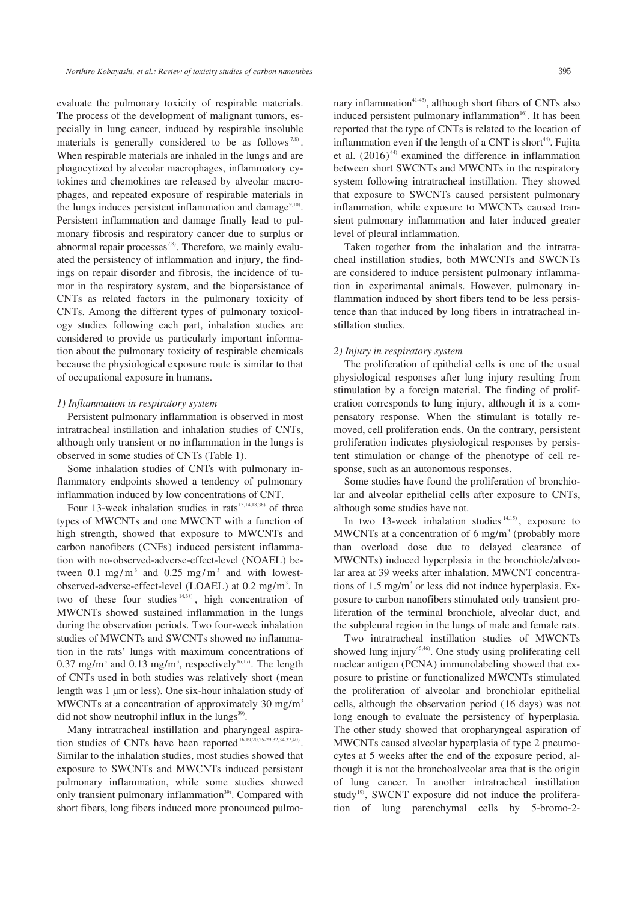evaluate the pulmonary toxicity of respirable materials. The process of the development of malignant tumors, especially in lung cancer, induced by respirable insoluble materials is generally considered to be as follows[7,8]. When respirable materials are inhaled in the lungs and are phagocytized by alveolar macrophages, inflammatory cytokines and chemokines are released by alveolar macrophages, and repeated exposure of respirable materials in the lungs induces persistent inflammation and damage[9,10]. Persistent inflammation and damage finally lead to pulmonary fibrosis and respiratory cancer due to surplus or abnormal repair processes[7,8]. Therefore, we mainly evaluated the persistency of inflammation and injury, the findings on repair disorder and fibrosis, the incidence of tumor in the respiratory system, and the biopersistance of CNTs as related factors in the pulmonary toxicity of CNTs. Among the different types of pulmonary toxicology studies following each part, inhalation studies are considered to provide us particularly important information about the pulmonary toxicity of respirable chemicals because the physiological exposure route is similar to that of occupational exposure in humans.

*1) Inflammation in respiratory system*

Persistent pulmonary inflammation is observed in most intratracheal instillation and inhalation studies of CNTs, although only transient or no inflammation in the lungs is observed in some studies of CNTs (Table 1).

Some inhalation studies of CNTs with pulmonary inflammatory endpoints showed a tendency of pulmonary inflammation induced by low concentrations of CNT.

Four 13-week inhalation studies in rats[13,14,18,38] of three types of MWCNTs and one MWCNT with a function of high strength, showed that exposure to MWCNTs and carbon nanofibers (CNFs) induced persistent inflammation with no-observed-adverse-effect-level (NOAEL) between 0.1 mg/m$^3$ and 0.25 mg/m$^3$ and with lowest-observed-adverse-effect-level (LOAEL) at 0.2 mg/m$^3$. In two of these four studies[14,38], high concentration of MWCNTs showed sustained inflammation in the lungs during the observation periods. Two four-week inhalation studies of MWCNTs and SWCNTs showed no inflammation in the rats' lungs with maximum concentrations of 0.37 mg/m$^3$ and 0.13 mg/m$^3$, respectively[16,17]. The length of CNTs used in both studies was relatively short (mean length was 1 μm or less). One six-hour inhalation study of MWCNTs at a concentration of approximately 30 mg/m$^3$ did not show neutrophil influx in the lungs[39].

Many intratracheal instillation and pharyngeal aspiration studies of CNTs have been reported[16,19,20,25-29,32,34,37,40]. Similar to the inhalation studies, most studies showed that exposure to SWCNTs and MWCNTs induced persistent pulmonary inflammation, while some studies showed only transient pulmonary inflammation[39]. Compared with short fibers, long fibers induced more pronounced pulmonary inflammation[41-43], although short fibers of CNTs also induced persistent pulmonary inflammation[16]. It has been reported that the type of CNTs is related to the location of inflammation even if the length of a CNT is short[44]. Fujita et al. (2016)[44] examined the difference in inflammation between short SWCNTs and MWCNTs in the respiratory system following intratracheal instillation. They showed that exposure to SWCNTs caused persistent pulmonary inflammation, while exposure to MWCNTs caused transient pulmonary inflammation and later induced greater level of pleural inflammation.

Taken together from the inhalation and the intratracheal instillation studies, both MWCNTs and SWCNTs are considered to induce persistent pulmonary inflammation in experimental animals. However, pulmonary inflammation induced by short fibers tend to be less persistence than that induced by long fibers in intratracheal instillation studies.

*2) Injury in respiratory system*

The proliferation of epithelial cells is one of the usual physiological responses after lung injury resulting from stimulation by a foreign material. The finding of proliferation corresponds to lung injury, although it is a compensatory response. When the stimulant is totally removed, cell proliferation ends. On the contrary, persistent proliferation indicates physiological responses by persistent stimulation or change of the phenotype of cell response, such as an autonomous responses.

Some studies have found the proliferation of bronchiolar and alveolar epithelial cells after exposure to CNTs, although some studies have not.

In two 13-week inhalation studies[14,15], exposure to MWCNTs at a concentration of 6 mg/m$^3$ (probably more than overload dose due to delayed clearance of MWCNTs) induced hyperplasia in the bronchiole/alveolar area at 39 weeks after inhalation. MWCNT concentrations of 1.5 mg/m$^3$ or less did not induce hyperplasia. Exposure to carbon nanofibers stimulated only transient proliferation of the terminal bronchiole, alveolar duct, and the subpleural region in the lungs of male and female rats.

Two intratracheal instillation studies of MWCNTs showed lung injury[45,46]. One study using proliferating cell nuclear antigen (PCNA) immunolabeling showed that exposure to pristine or functionalized MWCNTs stimulated the proliferation of alveolar and bronchiolar epithelial cells, although the observation period (16 days) was not long enough to evaluate the persistency of hyperplasia. The other study showed that oropharyngeal aspiration of MWCNTs caused alveolar hyperplasia of type 2 pneumocytes at 5 weeks after the end of the exposure period, although it is not the bronchoalveolar area that is the origin of lung cancer. In another intratracheal instillation study[19], SWCNT exposure did not induce the proliferation of lung parenchymal cells by 5-bromo-2-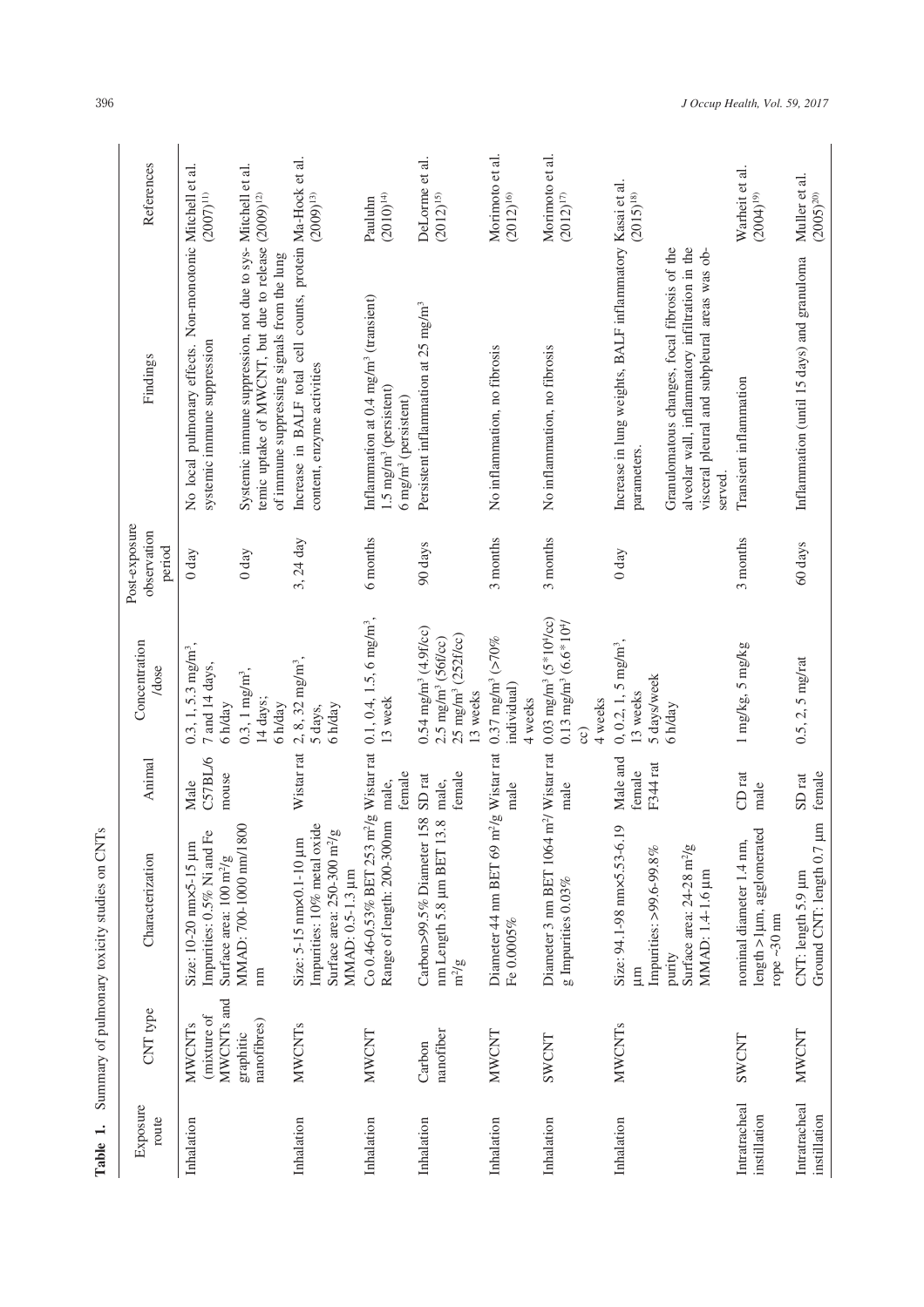**Table 1.** Summary of pulmonary toxicity studies on CNTs

| Exposure route | CNT type | Characterization | Animal | Concentration /dose | Post-exposure observation period | Findings | References |
|---|---|---|---|---|---|---|---|
| Inhalation | MWCNTs (mixture of MWCNTs and graphitic nanofibres) | Size: 10-20 nm×5-15 µm Impurities: 0.5% Ni and Fe Surface area: 100 $m^2/g$ MMAD: 700-1000 nm/1800 nm | Male C57BL/6 mouse | 0.3, 1, 5.3 $mg/m^3$, 7 and 14 days, 6 h/day | 0 day | No local pulmonary effects. Non-monotonic systemic immune suppression | Mitchell et al. (2007)[11] |
| | | | | 0.3, 1 $mg/m^3$, 14 days; 6 h/day | 0 day | Systemic immune suppression, not due to systemic uptake of MWCNT, but due to release of immune suppressing signals from the lung | Mitchell et al. (2009)[12] |
| Inhalation | MWCNTs | Size: 5-15 nm×0.1-10 µm Impurities: 10% metal oxide Surface area: 250-300 $m^2/g$ MMAD: 0.5-1.3 µm | Wistar rat | 2, 8, 32 $mg/m^3$, 5 days, 6 h/day | 3, 24 day | Increase in BALF total cell counts, protein content, enzyme activities | Ma-Hock et al. (2009)[13] |
| Inhalation | MWCNT | Co 0.46-0.53% BET 253 $m^2/g$ Range of length: 200-300nm | Wistar rat male, female | 0.1, 0.4, 1.5, 6 $mg/m^3$, 13 week | 6 months | Inflammation at 0.4 $mg/m^3$ (transient) 1.5 $mg/m^3$ (persistent) 6 $mg/m^3$ (persistent) | Pauluhn (2010)[14] |
| Inhalation | Carbon nanofiber | Carbon>99.5% Diameter 158 nm Length 5.8 µm BET 13.8 $m^2/g$ | SD rat male, female | 0.54 $mg/m^3$ (4.9f/cc) 2.5 $mg/m^3$ (56f/cc) 25 $mg/m^3$ (252f/cc) 13 weeks | 90 days | Persistent inflammation at 25 $mg/m^3$ | DeLorme et al. (2012)[15] |
| Inhalation | MWCNT | Diameter 44 nm BET 69 $m^2/g$ Fe 0.0005% | Wistar rat male | 0.37 $mg/m^3$ (>70% individual) 4 weeks | 3 months | No inflammation, no fibrosis | Morimoto et al. (2012)[16] |
| Inhalation | SWCNT | Diameter 3 nm BET 1064 $m^2/g$ Impurities 0.03% | Wistar rat male | 0.03 $mg/m^3$ ($5*10^4$/cc) 0.13 $mg/m^3$ ($6.6*10^4$/cc) 4 weeks | 3 months | No inflammation, no fibrosis | Morimoto et al. (2012)[17] |
| Inhalation | MWCNTs | Size: 94.1-98 nm×5.53-6.19 µm Impurities: >99.6-99.8% purity Surface area: 24-28 $m^2/g$ MMAD: 1.4-1.6 µm | Male and female F344 rat | 0, 0.2, 1, 5 $mg/m^3$, 13 weeks 5 days/week 6 h/day | 0 day | Increase in lung weights, BALF inflammatory parameters. Granulomatous changes, focal fibrosis of the alveolar wall, inflammatory infiltration in the visceral pleural and subpleural areas was observed. | Kasai et al. (2015)[18] |
| Intratracheal instillation | SWCNT | nominal diameter 1.4 nm, length >1µm, agglomerated rope ~30 nm | CD rat male | 1 mg/kg, 5 mg/kg | 3 months | Transient inflammation | Warheit et al. (2004)[19] |
| Intratracheal instillation | MWCNT | CNT: length 5.9 µm Ground CNT: length 0.7 µm | SD rat female | 0.5, 2, 5 mg/rat | 60 days | Inflammation (until 15 days) and granuloma | Muller et al. (2005)[20] |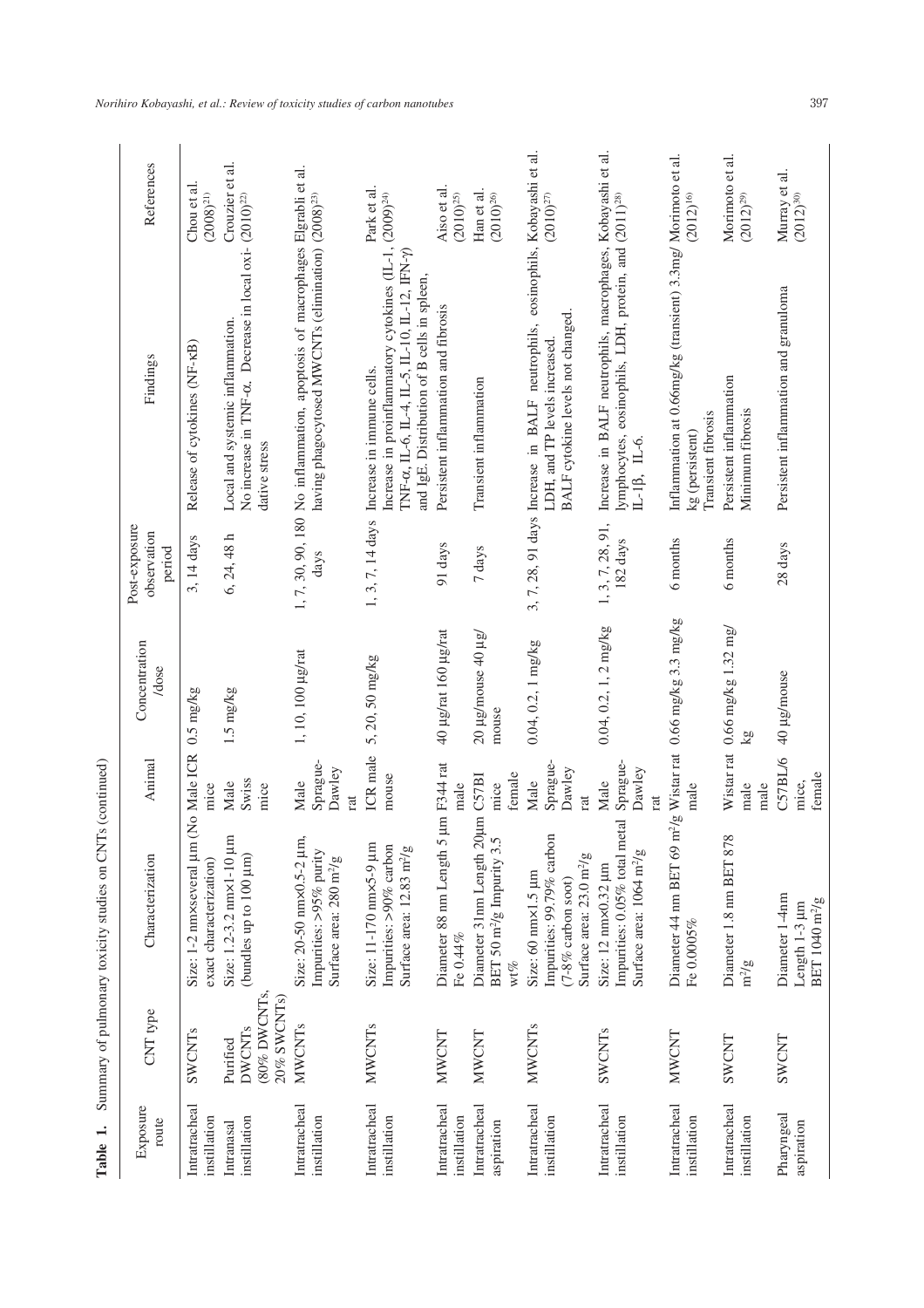**Table 1.** Summary of pulmonary toxicity studies on CNTs (continued)

| Exposure route | CNT type | Characterization | Animal | Concentration /dose | Post-exposure observation period | Findings | References |
|---|---|---|---|---|---|---|---|
| Intratracheal instillation | SWCNTs | Size: 1-2 nm×several µm (No exact characterization) | Male ICR mice | 0.5 mg/kg | 3, 14 days | Release of cytokines (NF-κB) | Chou et al. (2008)[21] |
| Intranasal instillation | Purified DWCNTs (80% DWCNTs, 20% SWCNTs) | Size: 1.2-3.2 nm×1-10 µm (bundles up to 100 µm) | Male Swiss mice | 1.5 mg/kg | 6, 24, 48 h | Local and systemic inflammation. No increase in TNF-α. Decrease in local oxidative stress | Crouzier et al. (2010)[22] |
| Intratracheal instillation | MWCNTs | Size: 20-50 nm×0.5-2 µm, Impurities: >95% purity Surface area: 280 m²/g | Male Sprague-Dawley rat | 1, 10, 100 µg/rat | 1, 7, 30, 90, 180 days | No inflammation, apoptosis of macrophages having phagocytosed MWCNTs (elimination) | Elgrabli et al. (2008)[23] |
| Intratracheal instillation | MWCNTs | Size: 11-170 nm×5-9 µm Impurities: >90% carbon Surface area: 12.83 m²/g | ICR male mouse | 5, 20, 50 mg/kg | 1, 3, 7, 14 days | Increase in immune cells. Increase in proinflammatory cytokines (IL-1, TNF-α, IL-6, IL-4, IL-5, IL-10, IL-12, IFN-γ) and IgE. Distribution of B cells in spleen. | Park et al. (2009)[24] |
| Intratracheal instillation | MWCNT | Diameter 88 nm Length 5 µm Fe 0.44% | F344 rat male | 40 µg/rat 160 µg/rat | 91 days | Persistent inflammation and fibrosis | Aiso et al. (2010)[25] |
| Intratracheal aspiration | MWCNT | Diameter 31nm Length 20µm BET 50 m²/g Impurity 3.5 wt% | C57Bl mice female | 20 µg/mouse 40 µg/ mouse | 7 days | Transient inflammation | Han et al. (2010)[26] |
| Intratracheal instillation | MWCNTs | Size: 60 nm×1.5 µm Impurities: 99.79% carbon (7-8% carbon soot) Surface area: 23.0 m²/g | Male Sprague-Dawley rat | 0.04, 0.2, 1 mg/kg | 3, 7, 28, 91 days | Increase in BALF neutrophils, eosinophils, LDH, and TP levels increased. BALF cytokine levels not changed. | Kobayashi et al. (2010)[27] |
| Intratracheal instillation | SWCNTs | Size: 12 nm×0.32 µm Impurities: 0.05% total metal Surface area: 1064 m²/g | Male Sprague-Dawley rat | 0.04, 0.2, 1, 2 mg/kg | 1, 3, 7, 28, 91, 182 days | Increase in BALF neutrophils, macrophages, lymphocytes, eosinophils, LDH, protein, and IL-1β, IL-6. | Kobayashi et al. (2011)[28] |
| Intratracheal instillation | MWCNT | Diameter 44 nm BET 69 m²/g Fe 0.0005% | Wistar rat male | 0.66 mg/kg 3.3 mg/kg | 6 months | Inflammation at 0.66mg/kg (transient) 3.3mg/kg (persistent) Transient fibrosis | Morimoto et al. (2012)[16] |
| Intratracheal instillation | SWCNT | Diameter 1.8 nm BET 878 m²/g | Wistar rat male male | 0.66 mg/kg 1.32 mg/kg | 6 months | Persistent inflammation Minimum fibrosis | Morimoto et al. (2012)[29] |
| Pharyngeal aspiration | SWCNT | Diameter 1-4nm Length 1-3 µm BET 1040 m²/g | C57BL/6 mice, female | 40 µg/mouse | 28 days | Persistent inflammation and granuloma | Murray et al. (2012)[30] |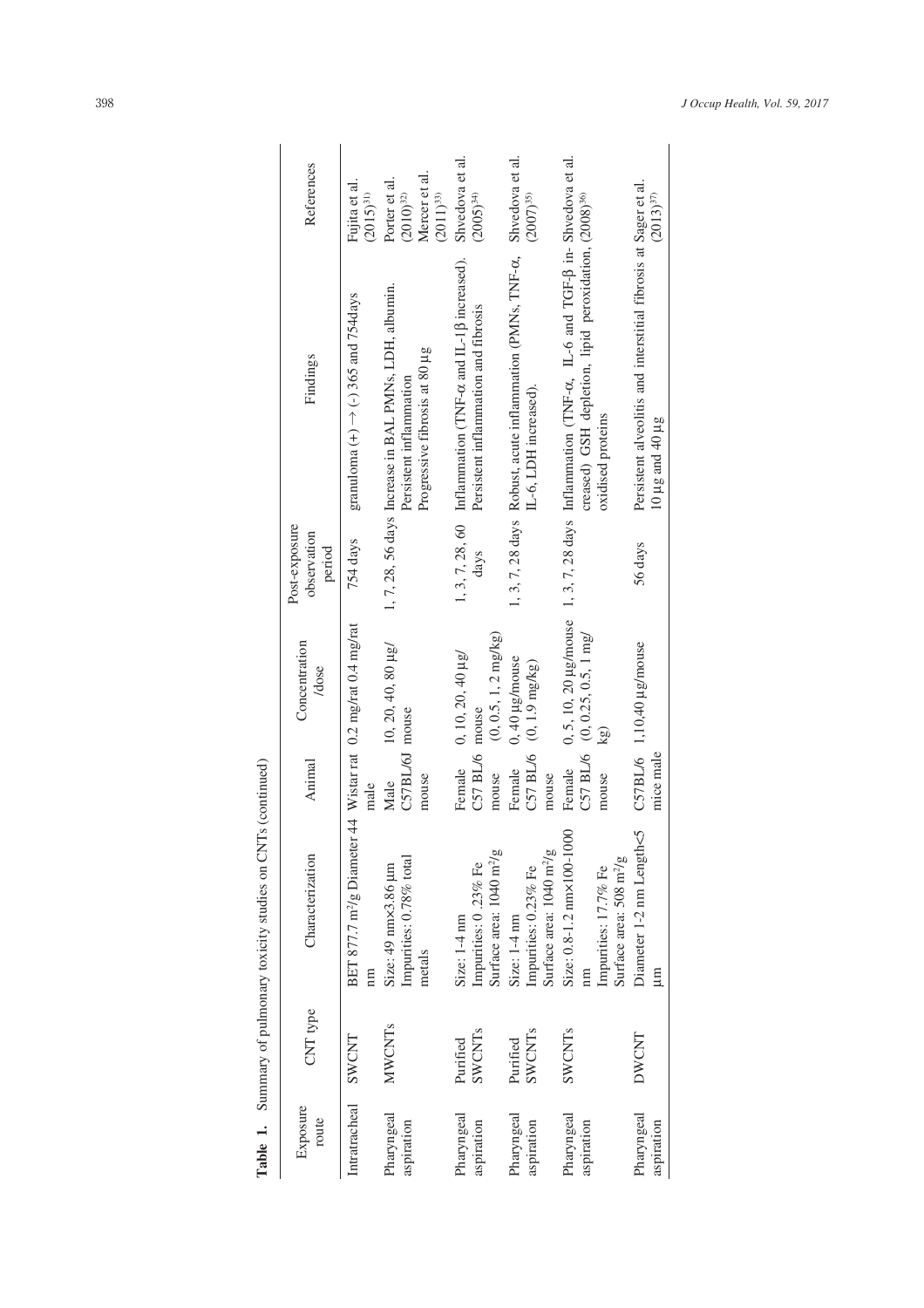**Table 1.** Summary of pulmonary toxicity studies on CNTs (continued)

| Exposure route | CNT type | Characterization | Animal | Concentration /dose | Post-exposure observation period | Findings | References |
|---|---|---|---|---|---|---|---|
| Intratracheal | SWCNT | BET 877.7 $m^2/g$ Diameter 44 nm | Wistar rat male | 0.2 mg/rat 0.4 mg/rat | 754 days | granuloma (+) → (-) 365 and 754days | Fujita et al. (2015)[31] |
| Pharyngeal aspiration | MWCNTs | Size: 49 nm×3.86 μm Impurities: 0.78% total metals | Male C57BL/6J mouse | 10, 20, 40, 80 μg/ mouse | 1, 7, 28, 56 days | Increase in BAL PMNs, LDH, albumin. Persistent inflammation Progressive fibrosis at 80 μg | Porter et al. (2010)[32] Mercer et al. (2011)[33] |
| Pharyngeal aspiration | Purified SWCNTs | Size: 1-4 nm Impurities: 0 .23% Fe Surface area: 1040 $m^2/g$ | Female C57 BL/6 mouse | 0, 10, 20, 40 μg/ mouse (0, 0.5, 1, 2 mg/kg) | 1, 3, 7, 28, 60 days | Inflammation (TNF-α and IL-1β increased). Persistent inflammation and fibrosis | Shvedova et al. (2005)[34] |
| Pharyngeal aspiration | Purified SWCNTs | Size: 1-4 nm Impurities: 0.23% Fe Surface area: 1040 $m^2/g$ | Female C57 BL/6 mouse | 0, 40 μg/mouse (0, 1.9 mg/kg) | 1, 3, 7, 28 days | Robust, acute inflammation (PMNs, TNF-α, IL-6, LDH increased). | Shvedova et al. (2007)[35] |
| Pharyngeal aspiration | SWCNTs | Size: 0.8-1.2 nm×100-1000 nm Impurities: 17.7% Fe Surface area: 508 $m^2/g$ | Female C57 BL/6 mouse | 0, 5, 10, 20 μg/mouse (0, 0.25, 0.5, 1 mg/ kg) | 1, 3, 7, 28 days | Inflammation (TNF-α, IL-6 and TGF-β increased) GSH depletion, lipid peroxidation, oxidised proteins | Shvedova et al. (2008)[36] |
| Pharyngeal aspiration | DWCNT | Diameter 1-2 nm Length<5 μm | C57BL/6 mice male | 1,10,40 μg/mouse | 56 days | Persistent alveolitis and interstitial fibrosis at 10 μg and 40 μg | Sager et al. (2013)[37] |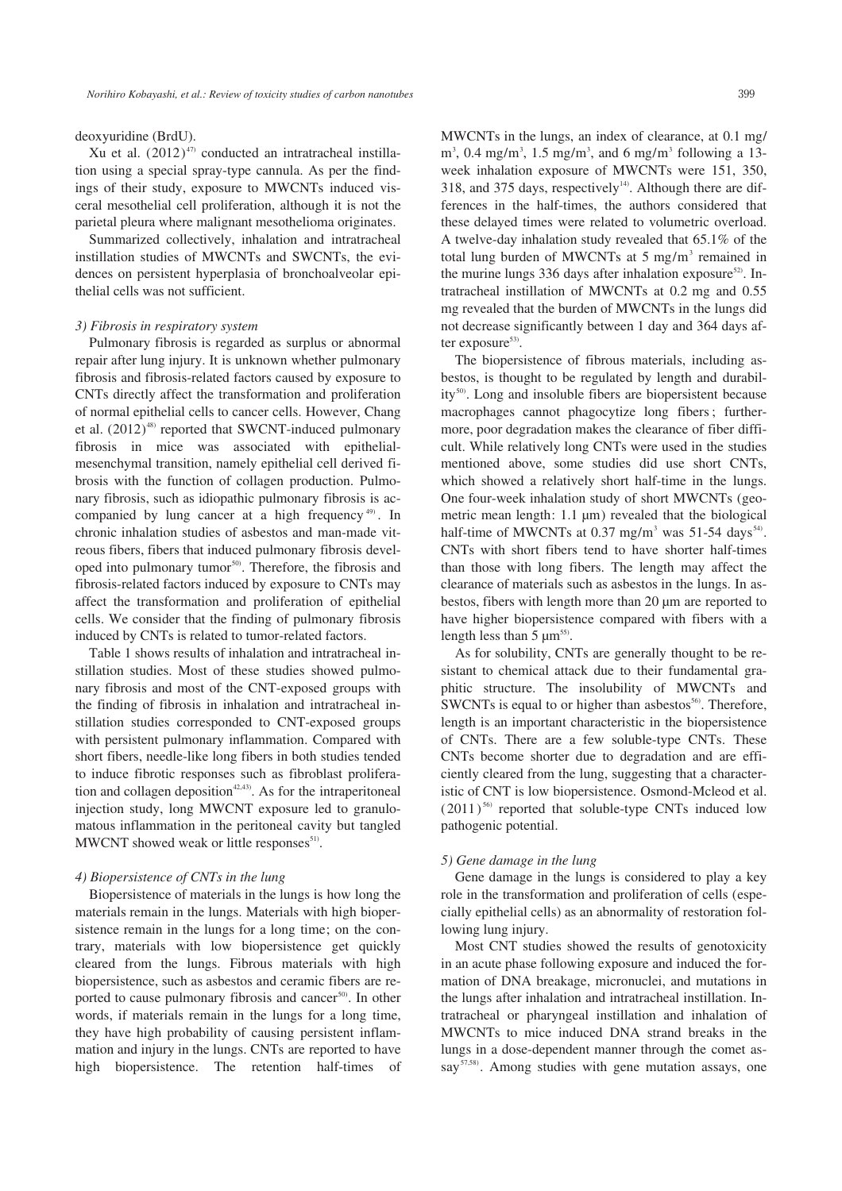deoxyuridine (BrdU).

Xu et al. (2012)[47] conducted an intratracheal instillation using a special spray-type cannula. As per the findings of their study, exposure to MWCNTs induced visceral mesothelial cell proliferation, although it is not the parietal pleura where malignant mesothelioma originates.

Summarized collectively, inhalation and intratracheal instillation studies of MWCNTs and SWCNTs, the evidences on persistent hyperplasia of bronchoalveolar epithelial cells was not sufficient.

*3) Fibrosis in respiratory system*

Pulmonary fibrosis is regarded as surplus or abnormal repair after lung injury. It is unknown whether pulmonary fibrosis and fibrosis-related factors caused by exposure to CNTs directly affect the transformation and proliferation of normal epithelial cells to cancer cells. However, Chang et al. (2012)[48] reported that SWCNT-induced pulmonary fibrosis in mice was associated with epithelial-mesenchymal transition, namely epithelial cell derived fibrosis with the function of collagen production. Pulmonary fibrosis, such as idiopathic pulmonary fibrosis is accompanied by lung cancer at a high frequency[49]. In chronic inhalation studies of asbestos and man-made vitreous fibers, fibers that induced pulmonary fibrosis developed into pulmonary tumor[50]. Therefore, the fibrosis and fibrosis-related factors induced by exposure to CNTs may affect the transformation and proliferation of epithelial cells. We consider that the finding of pulmonary fibrosis induced by CNTs is related to tumor-related factors.

Table 1 shows results of inhalation and intratracheal instillation studies. Most of these studies showed pulmonary fibrosis and most of the CNT-exposed groups with the finding of fibrosis in inhalation and intratracheal instillation studies corresponded to CNT-exposed groups with persistent pulmonary inflammation. Compared with short fibers, needle-like long fibers in both studies tended to induce fibrotic responses such as fibroblast proliferation and collagen deposition[42,43]. As for the intraperitoneal injection study, long MWCNT exposure led to granulomatous inflammation in the peritoneal cavity but tangled MWCNT showed weak or little responses[51].

*4) Biopersistence of CNTs in the lung*

Biopersistence of materials in the lungs is how long the materials remain in the lungs. Materials with high biopersistence remain in the lungs for a long time; on the contrary, materials with low biopersistence get quickly cleared from the lungs. Fibrous materials with high biopersistence, such as asbestos and ceramic fibers are reported to cause pulmonary fibrosis and cancer[50]. In other words, if materials remain in the lungs for a long time, they have high probability of causing persistent inflammation and injury in the lungs. CNTs are reported to have high biopersistence. The retention half-times of MWCNTs in the lungs, an index of clearance, at 0.1 mg/m$^3$, 0.4 mg/m$^3$, 1.5 mg/m$^3$, and 6 mg/m$^3$ following a 13-week inhalation exposure of MWCNTs were 151, 350, 318, and 375 days, respectively[14]. Although there are differences in the half-times, the authors considered that these delayed times were related to volumetric overload. A twelve-day inhalation study revealed that 65.1% of the total lung burden of MWCNTs at 5 mg/m$^3$ remained in the murine lungs 336 days after inhalation exposure[52]. Intratracheal instillation of MWCNTs at 0.2 mg and 0.55 mg revealed that the burden of MWCNTs in the lungs did not decrease significantly between 1 day and 364 days after exposure[53].

The biopersistence of fibrous materials, including asbestos, is thought to be regulated by length and durability[50]. Long and insoluble fibers are biopersistent because macrophages cannot phagocytize long fibers; furthermore, poor degradation makes the clearance of fiber difficult. While relatively long CNTs were used in the studies mentioned above, some studies did use short CNTs, which showed a relatively short half-time in the lungs. One four-week inhalation study of short MWCNTs (geometric mean length: 1.1 μm) revealed that the biological half-time of MWCNTs at 0.37 mg/m$^3$ was 51-54 days[54]. CNTs with short fibers tend to have shorter half-times than those with long fibers. The length may affect the clearance of materials such as asbestos in the lungs. In asbestos, fibers with length more than 20 μm are reported to have higher biopersistence compared with fibers with a length less than 5 μm[55].

As for solubility, CNTs are generally thought to be resistant to chemical attack due to their fundamental graphitic structure. The insolubility of MWCNTs and SWCNTs is equal to or higher than asbestos[56]. Therefore, length is an important characteristic in the biopersistence of CNTs. There are a few soluble-type CNTs. These CNTs become shorter due to degradation and are efficiently cleared from the lung, suggesting that a characteristic of CNT is low biopersistence. Osmond-Mcleod et al. (2011)[56] reported that soluble-type CNTs induced low pathogenic potential.

*5) Gene damage in the lung*

Gene damage in the lungs is considered to play a key role in the transformation and proliferation of cells (especially epithelial cells) as an abnormality of restoration following lung injury.

Most CNT studies showed the results of genotoxicity in an acute phase following exposure and induced the formation of DNA breakage, micronuclei, and mutations in the lungs after inhalation and intratracheal instillation. Intratracheal or pharyngeal instillation and inhalation of MWCNTs to mice induced DNA strand breaks in the lungs in a dose-dependent manner through the comet assay[57,58]. Among studies with gene mutation assays, one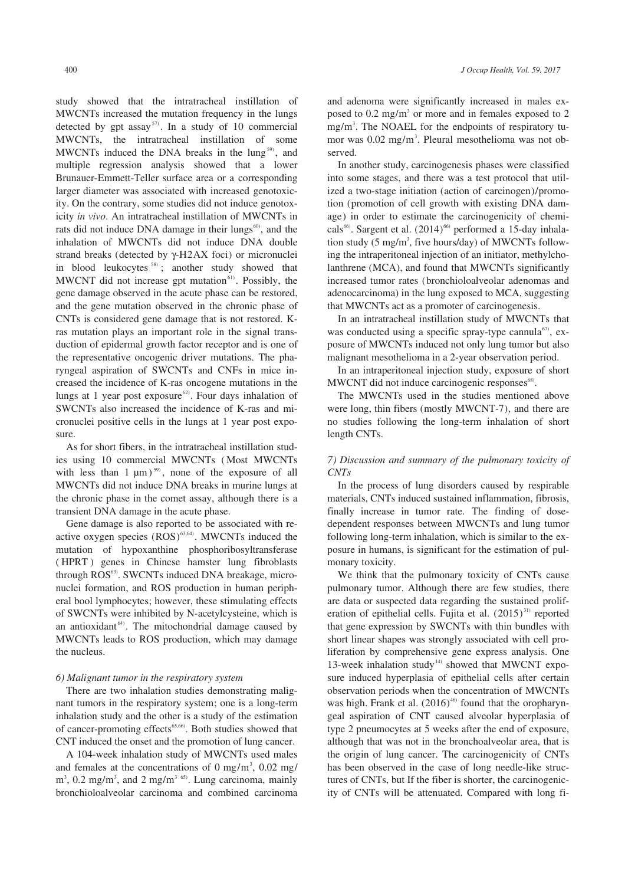study showed that the intratracheal instillation of MWCNTs increased the mutation frequency in the lungs detected by gpt assay[57]. In a study of 10 commercial MWCNTs, the intratracheal instillation of some MWCNTs induced the DNA breaks in the lung[59], and multiple regression analysis showed that a lower Brunauer-Emmett-Teller surface area or a corresponding larger diameter was associated with increased genotoxicity. On the contrary, some studies did not induce genotoxicity *in vivo*. An intratracheal instillation of MWCNTs in rats did not induce DNA damage in their lungs[60], and the inhalation of MWCNTs did not induce DNA double strand breaks (detected by γ-H2AX foci) or micronuclei in blood leukocytes[58]; another study showed that MWCNT did not increase gpt mutation[61]. Possibly, the gene damage observed in the acute phase can be restored, and the gene mutation observed in the chronic phase of CNTs is considered gene damage that is not restored. K-ras mutation plays an important role in the signal transduction of epidermal growth factor receptor and is one of the representative oncogenic driver mutations. The pharyngeal aspiration of SWCNTs and CNFs in mice increased the incidence of K-ras oncogene mutations in the lungs at 1 year post exposure[62]. Four days inhalation of SWCNTs also increased the incidence of K-ras and micronuclei positive cells in the lungs at 1 year post exposure.

As for short fibers, in the intratracheal instillation studies using 10 commercial MWCNTs (Most MWCNTs with less than 1 μm)[59], none of the exposure of all MWCNTs did not induce DNA breaks in murine lungs at the chronic phase in the comet assay, although there is a transient DNA damage in the acute phase.

Gene damage is also reported to be associated with reactive oxygen species (ROS)[63,64]. MWCNTs induced the mutation of hypoxanthine phosphoribosyltransferase (HPRT) genes in Chinese hamster lung fibroblasts through ROS[63]. SWCNTs induced DNA breakage, micronuclei formation, and ROS production in human peripheral bool lymphocytes; however, these stimulating effects of SWCNTs were inhibited by N-acetylcysteine, which is an antioxidant[64]. The mitochondrial damage caused by MWCNTs leads to ROS production, which may damage the nucleus.

### 6) Malignant tumor in the respiratory system

There are two inhalation studies demonstrating malignant tumors in the respiratory system; one is a long-term inhalation study and the other is a study of the estimation of cancer-promoting effects[65,66]. Both studies showed that CNT induced the onset and the promotion of lung cancer.

A 104-week inhalation study of MWCNTs used males and females at the concentrations of 0 mg/m$^3$, 0.02 mg/m$^3$, 0.2 mg/m$^3$, and 2 mg/m$^3$ [65]. Lung carcinoma, mainly bronchioloalveolar carcinoma and combined carcinoma and adenoma were significantly increased in males exposed to 0.2 mg/m$^3$ or more and in females exposed to 2 mg/m$^3$. The NOAEL for the endpoints of respiratory tumor was 0.02 mg/m$^3$. Pleural mesothelioma was not observed.

In another study, carcinogenesis phases were classified into some stages, and there was a test protocol that utilized a two-stage initiation (action of carcinogen)/promotion (promotion of cell growth with existing DNA damage) in order to estimate the carcinogenicity of chemicals[66]. Sargent et al. (2014)[66] performed a 15-day inhalation study (5 mg/m$^3$, five hours/day) of MWCNTs following the intraperitoneal injection of an initiator, methylcholanthrene (MCA), and found that MWCNTs significantly increased tumor rates (bronchioloalveolar adenomas and adenocarcinoma) in the lung exposed to MCA, suggesting that MWCNTs act as a promoter of carcinogenesis.

In an intratracheal instillation study of MWCNTs that was conducted using a specific spray-type cannula[67], exposure of MWCNTs induced not only lung tumor but also malignant mesothelioma in a 2-year observation period.

In an intraperitoneal injection study, exposure of short MWCNT did not induce carcinogenic responses[68].

The MWCNTs used in the studies mentioned above were long, thin fibers (mostly MWCNT-7), and there are no studies following the long-term inhalation of short length CNTs.

### 7) Discussion and summary of the pulmonary toxicity of CNTs

In the process of lung disorders caused by respirable materials, CNTs induced sustained inflammation, fibrosis, finally increase in tumor rate. The finding of dose-dependent responses between MWCNTs and lung tumor following long-term inhalation, which is similar to the exposure in humans, is significant for the estimation of pulmonary toxicity.

We think that the pulmonary toxicity of CNTs cause pulmonary tumor. Although there are few studies, there are data or suspected data regarding the sustained proliferation of epithelial cells. Fujita et al. (2015)[31] reported that gene expression by SWCNTs with thin bundles with short linear shapes was strongly associated with cell proliferation by comprehensive gene express analysis. One 13-week inhalation study[14] showed that MWCNT exposure induced hyperplasia of epithelial cells after certain observation periods when the concentration of MWCNTs was high. Frank et al. (2016)[46] found that the oropharyngeal aspiration of CNT caused alveolar hyperplasia of type 2 pneumocytes at 5 weeks after the end of exposure, although that was not in the bronchoalveolar area, that is the origin of lung cancer. The carcinogenicity of CNTs has been observed in the case of long needle-like structures of CNTs, but If the fiber is shorter, the carcinogenicity of CNTs will be attenuated. Compared with long fi-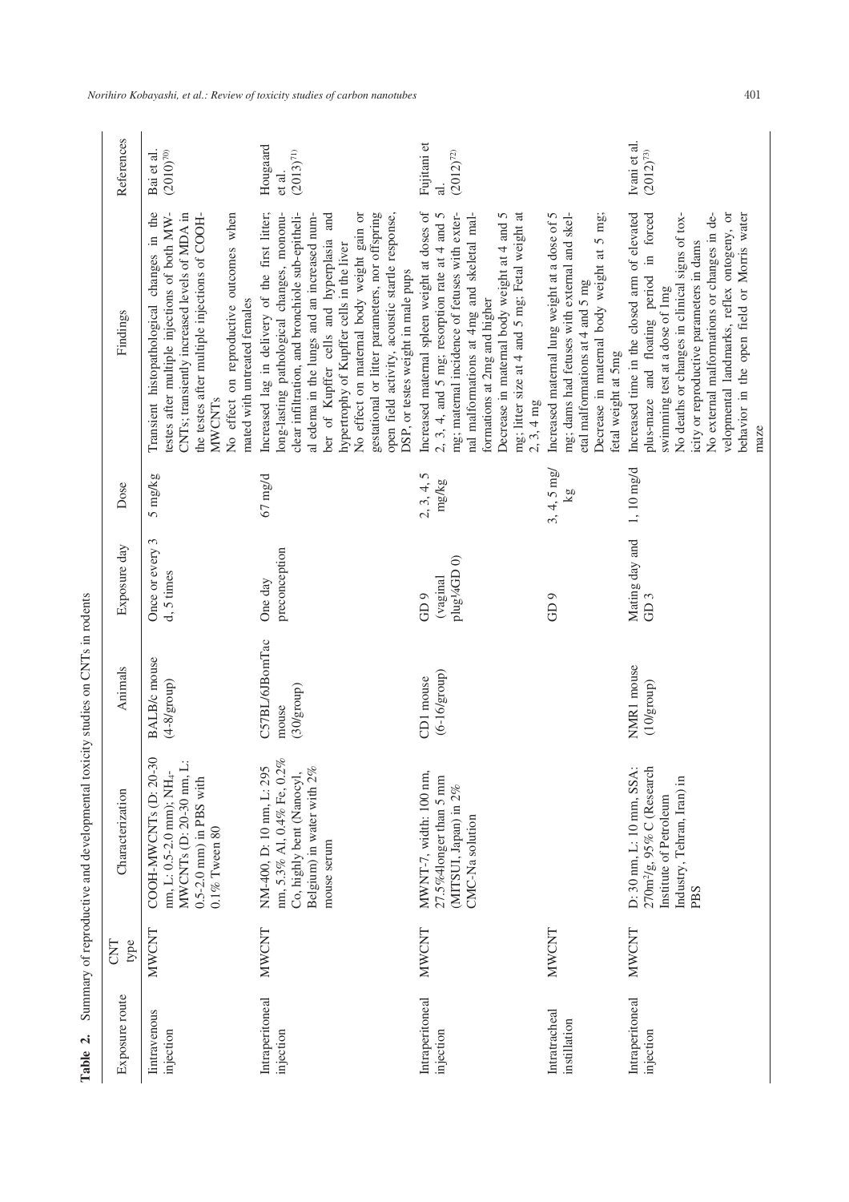**Table 2.** Summary of reproductive and developmental toxicity studies on CNTs in rodents

| Exposure route | CNT type | Characterization | Animals | Exposure day | Dose | Findings | References |
|---|---|---|---|---|---|---|---|
| Iintravenous injection | MWCNT | COOH-MWCNTs (D: 20-30 nm, L: 0.5-2.0 mm); $NH_4$-MWCNTs (D: 20-30 nm, L: 0.5-2.0 mm) in PBS with 0.1% Tween 80 | BALB/c mouse (4-8/group) | Once or every 3 d, 5 times | 5 mg/kg | Transient histopathological changes in the testes after multiple injections of both MWCNTs; transiently increased levels of MDA in the testes after multiple injections of COOH-MWCNTs<br>No effect on reproductive outcomes when mated with untreated females | Bai et al. (2010)[70] |
| Intraperitoneal injection | MWCNT | NM-400, D: 10 nm, L: 295 nm, 5.3% Al, 0.4% Fe, 0.2% Co, highly bent (Nanocyl, Belgium) in water with 2% mouse serum | C57BL/6JBomTac mouse (30/group) | One day preconception | 67 mg/d | Increased lag in delivery of the first litter; long-lasting pathological changes, mononuclear infiltration, and bronchiole sub-epithelial edema in the lungs and an increased number of Kupffer cells and hyperplasia and hypertrophy of Kupffer cells in the liver<br>No effect on maternal body weight gain or gestational or litter parameters, nor offspring open field activity, acoustic startle response, DSP, or testes weight in male pups | Hougaard et al. (2013)[71] |
| Intraperitoneal injection | MWCNT | MWNT-7, width: 100 nm, 27.5%4longer than 5 mm (MITSUI, Japan) in 2% CMC-Na solution | CD1 mouse (6-16/group) | GD 9 (vaginal plug¼GD 0) | 2, 3, 4, 5 mg/kg | Increased maternal spleen weight at doses of 2, 3, 4, and 5 mg; resorption rate at 4 and 5 mg; maternal incidence of fetuses with external malformations at 4mg and skeletal malformations at 2mg and higher<br>Decrease in maternal body weight at 4 and 5 mg; litter size at 4 and 5 mg; Fetal weight at 2, 3, 4 mg | Fujitani et al. (2012)[72] |
| Intratracheal instillation | MWCNT | | | GD 9 | 3, 4, 5 mg/kg | Increased maternal lung weight at a dose of 5 mg; dams had fetuses with external and skeletal malformations at 4 and 5 mg<br>Decrease in maternal body weight at 5 mg; fetal weight at 5mg | |
| Intraperitoneal injection | MWCNT | D: 30 nm, L: 10 nm, SSA: 270m²/g, 95% C (Research Institute of Petroleum Industry, Tehran, Iran) in PBS | NMRI mouse (10/group) | Mating day and GD 3 | 1, 10 mg/d | Increased time in the closed arm of elevated plus-maze and floating period in forced swimming test at a dose of 1mg<br>No deaths or changes in clinical signs of toxicity or reproductive parameters in dams<br>No external malformations or changes in developmental landmarks, reflex ontogeny, or behavior in the open field or Morris water maze | Ivani et al. (2012)[73] |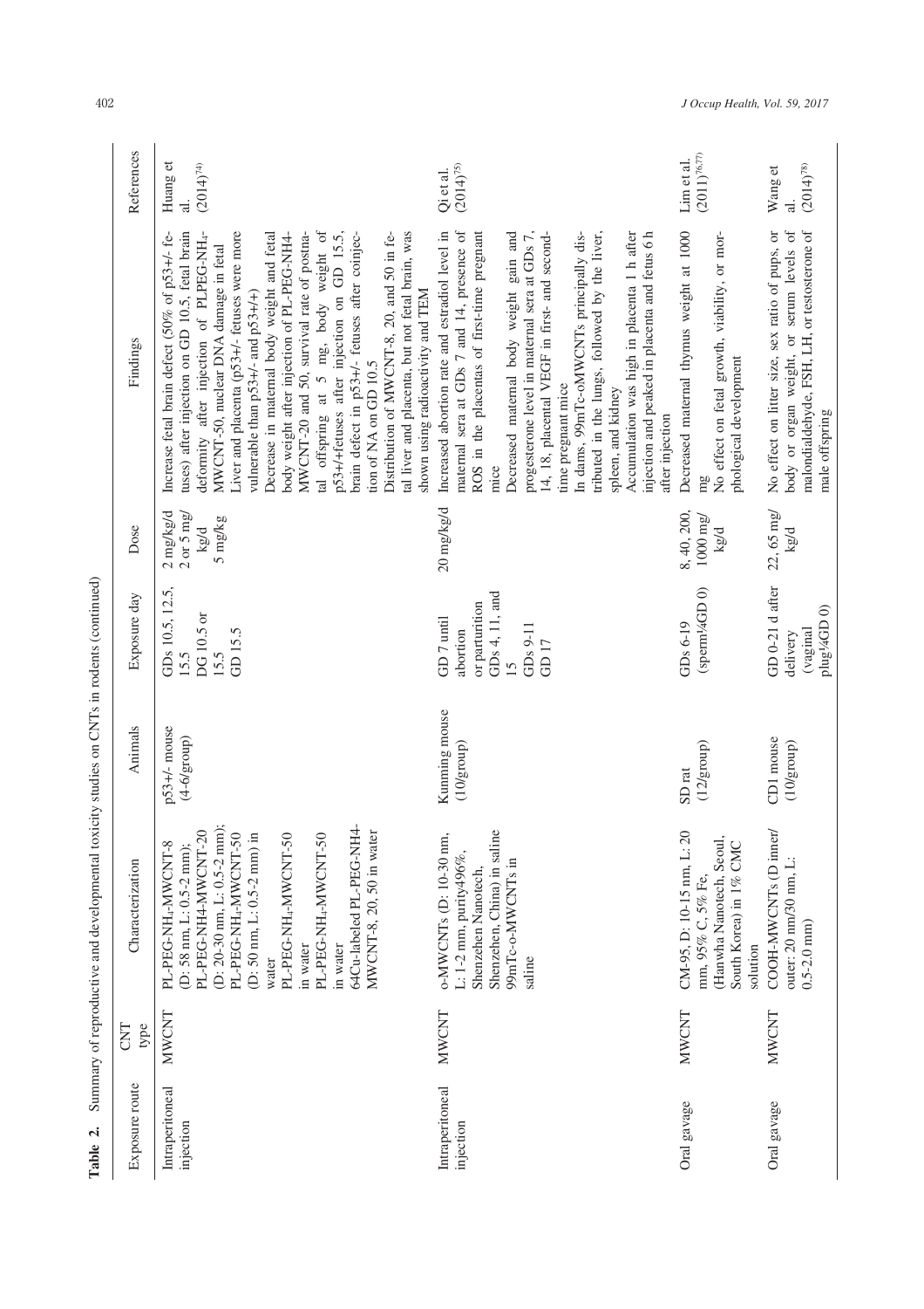**Table 2.** Summary of reproductive and developmental toxicity studies on CNTs in rodents (continued)

| Exposure route | CNT type | Characterization | Animals | Exposure day | Dose | Findings | References |
|---|---|---|---|---|---|---|---|
| Intraperitoneal injection | MWCNT | PL-PEG-$NH_4$-MWCNT-8 (D: 58 nm, L: 0.5-2 mm); PL-PEG-NH4-MWCNT-20 (D: 20-30 nm, L: 0.5-2 mm); PL-PEG-$NH_4$-MWCNT-50 (D: 50 nm, L: 0.5-2 mm) in water<br>PL-PEG-$NH_4$-MWCNT-50 in water<br>PL-PEG-$NH_4$-MWCNT-50 in water<br>64Cu-labeled PL-PEG-NH4-MWCNT-8, 20, 50 in water | p53+/- mouse (4-6/group) | GDs 10.5, 12.5, 15.5<br>DG 10.5 or 15.5<br>GD 15.5 | 2 mg/kg/d<br>2 or 5 mg/kg/d<br>5 mg/kg | Increase fetal brain defect (50% of p53+/- fetuses) after injection on GD 10.5, fetal brain deformity after injection of PLPEG-$NH_4$-MWCNT-50, nuclear DNA damage in fetal<br>Liver and placenta (p53+/- fetuses were more vulnerable than p53+/- and p53+/+)<br>Decrease in maternal body weight and fetal body weight after injection of PL-PEG-NH4-MWCNT-20 and 50, survival rate of postnatal offspring at 5 mg, body weight of p53+/+fetuses after injection on GD 15.5, brain defect in p53+/- fetuses after coinjection of NA on GD 10.5<br>Distribution of MWCNT-8, 20, and 50 in fetal liver and placenta, but not fetal brain, was shown using radioactivity and TEM | Huang et al. (2014)[74] |
| Intraperitoneal injection | MWCNT | o-MWCNTs (D: 10-30 nm, L: 1-2 mm, purity496%, Shenzehen Nanotech, Shenzehen, China) in saline<br>99mTc-o-MWCNTs in saline | Kunming mouse (10/group) | GD 7 until abortion or parturition<br>GDs 4, 11, and 15<br>GDs 9-11<br>GD 17 | 20 mg/kg/d | Increased abortion rate and estradiol level in maternal sera at GDs 7 and 14, presence of ROS in the placentas of first-time pregnant mice<br>Decreased maternal body weight gain and progesterone level in maternal sera at GDs 7, 14, 18, placental VEGF in first- and second-time pregnant mice<br>In dams, 99mTc-oMWCNTs principally distributed in the lungs, followed by the liver, spleen, and kidney<br>Accumulation was high in placenta 1 h after injection and peaked in placenta and fetus 6 h after injection | Qi et al. (2014)[75] |
| Oral gavage | MWCNT | CM-95, D: 10-15 nm, L: 20 mm, 95% C, 5% Fe, (Hanwha Nanotech, Seoul, South Korea) in 1% CMC solution | SD rat (12/group) | GDs 6-19 (sperm¼GD 0) | 8, 40, 200, 1000 mg/kg/d | Decreased maternal thymus weight at 1000 mg<br>No effect on fetal growth, viability, or morphological development | Lim et al. (2011)[76,77] |
| Oral gavage | MWCNT | COOH-MWCNTs (D inner/outer: 20 nm/30 nm, L: 0.5-2.0 mm) | CD1 mouse (10/group) | GD 0-21 d after delivery (vaginal plug¼GD 0) | 22, 65 mg/kg/d | No effect on litter size, sex ratio of pups, or body or organ weight, or serum levels of malondialdehyde, FSH, LH, or testosterone of male offspring | Wang et al. (2014)[78] |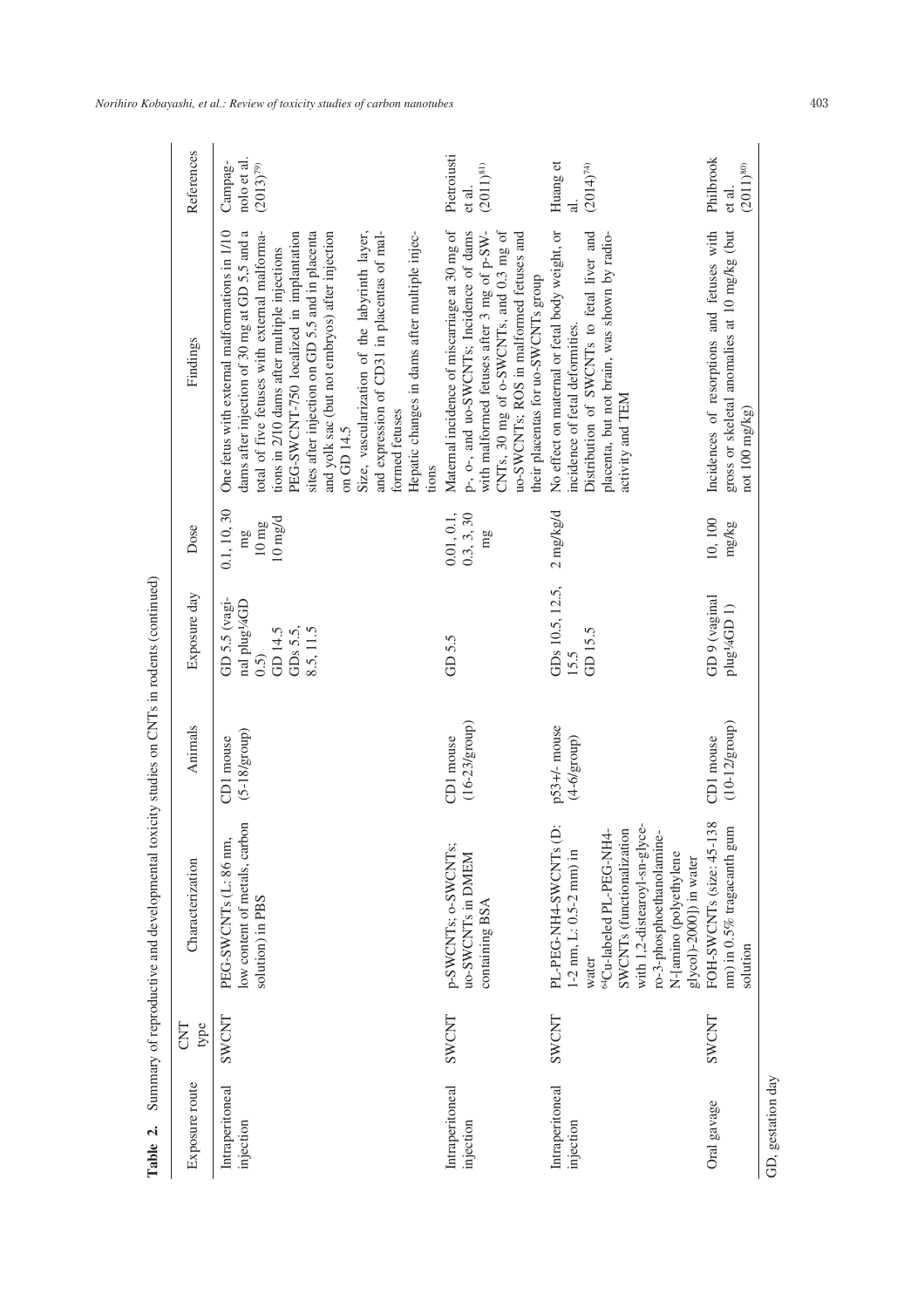**Table 2.** Summary of reproductive and developmental toxicity studies on CNTs in rodents (continued)

| Exposure route | CNT type | Characterization | Animals | Exposure day | Dose | Findings | References |
|---|---|---|---|---|---|---|---|
| Intraperitoneal injection | SWCNT | PEG-SWCNTs (L: 86 nm, low content of metals, carbon solution) in PBS | CD1 mouse (5-18/group) | GD 5.5 (vaginal plug¼GD 0.5)<br>GD 14.5<br>GDs 5.5, 8.5, 11.5 | 0.1, 10, 30 mg<br>10 mg<br>10 mg/d | One fetus with external malformations in 1/10 dams after injection of 30 mg at GD 5,5 and a total of five fetuses with external malformations in 2/10 dams after multiple injections<br>PEG-SWCNT-750 localized in implantation sites after injection on GD 5.5 and in placenta and yolk sac (but not embryos) after injection on GD 14.5<br>Size, vascularization of the labyrinth layer, and expression of CD31 in placentas of malformed fetuses<br>Hepatic changes in dams after multiple injections | Campagnolo et al. (2013)[79] |
| Intraperitoneal injection | SWCNT | p-SWCNTs; o-SWCNTs; uo-SWCNTs in DMEM containing BSA | CD1 mouse (16-23/group) | GD 5.5 | 0.01, 0.1, 0.3, 3, 30 mg | Maternal incidence of miscarriage at 30 mg of p-, o-, and uo-SWCNTs; Incidence of dams with malformed fetuses after 3 mg of p-SWCNTs, 30 mg of o-SWCNTs, and 0.3 mg of uo-SWCNTs; ROS in malformed fetuses and their placentas for uo-SWCNTs group | Pietroiusti et al. (2011)[81] |
| Intraperitoneal injection | SWCNT | PL-PEG-NH4-SWCNTs (D: 1-2 nm, L: 0.5-2 mm) in water<br>$^{64}$Cu-labeled PL-PEG-NH4-SWCNTs (functionalization with 1,2-distearoyl-sn-glycero-3-phosphoethanolamine-N-[amino (polyethylene glycol)-2000]) in water | p53+/- mouse (4-6/group) | GDs 10.5, 12.5, 15.5<br>GD 15.5 | 2 mg/kg/d | No effect on maternal or fetal body weight, or incidence of fetal deformities.<br>Distribution of SWCNTs to fetal liver and placenta, but not brain, was shown by radioactivity and TEM | Huang et al. (2014)[74] |
| Oral gavage | SWCNT | FOH-SWCNTs (size: 45-138 nm) in 0.5% tragacanth gum solution | CD1 mouse (10-12/group) | GD 9 (vaginal plug¼GD 1) | 10, 100 mg/kg | Incidences of resorptions and fetuses with gross or skeletal anomalies at 10 mg/kg (but not 100 mg/kg) | Philbrook et al. (2011)[80] |

GD, gestation day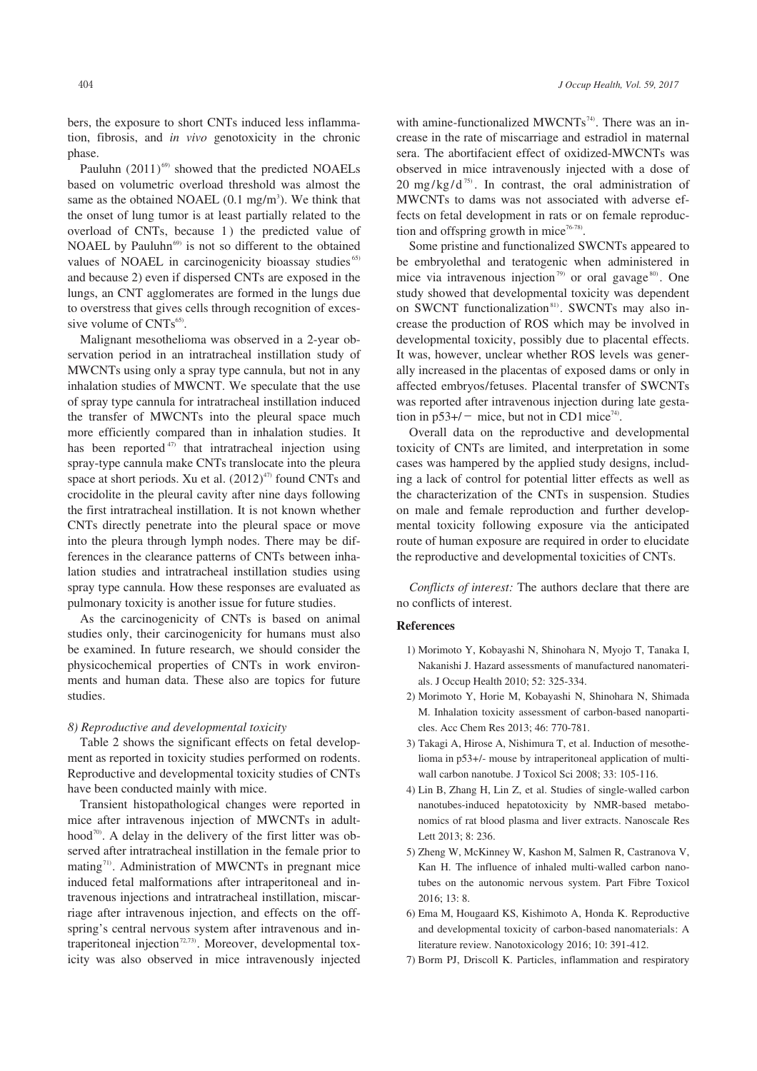bers, the exposure to short CNTs induced less inflammation, fibrosis, and *in vivo* genotoxicity in the chronic phase.

Pauluhn (2011)[69] showed that the predicted NOAELs based on volumetric overload threshold was almost the same as the obtained NOAEL (0.1 mg/m$^3$). We think that the onset of lung tumor is at least partially related to the overload of CNTs, because 1) the predicted value of NOAEL by Pauluhn[69] is not so different to the obtained values of NOAEL in carcinogenicity bioassay studies[65] and because 2) even if dispersed CNTs are exposed in the lungs, an CNT agglomerates are formed in the lungs due to overstress that gives cells through recognition of excessive volume of CNTs[65].

Malignant mesothelioma was observed in a 2-year observation period in an intratracheal instillation study of MWCNTs using only a spray type cannula, but not in any inhalation studies of MWCNT. We speculate that the use of spray type cannula for intratracheal instillation induced the transfer of MWCNTs into the pleural space much more efficiently compared than in inhalation studies. It has been reported[47] that intratracheal injection using spray-type cannula make CNTs translocate into the pleura space at short periods. Xu et al. (2012)[47] found CNTs and crocidolite in the pleural cavity after nine days following the first intratracheal instillation. It is not known whether CNTs directly penetrate into the pleural space or move into the pleura through lymph nodes. There may be differences in the clearance patterns of CNTs between inhalation studies and intratracheal instillation studies using spray type cannula. How these responses are evaluated as pulmonary toxicity is another issue for future studies.

As the carcinogenicity of CNTs is based on animal studies only, their carcinogenicity for humans must also be examined. In future research, we should consider the physicochemical properties of CNTs in work environments and human data. These also are topics for future studies.

#### *8) Reproductive and developmental toxicity*

Table 2 shows the significant effects on fetal development as reported in toxicity studies performed on rodents. Reproductive and developmental toxicity studies of CNTs have been conducted mainly with mice.

Transient histopathological changes were reported in mice after intravenous injection of MWCNTs in adulthood[70]. A delay in the delivery of the first litter was observed after intratracheal instillation in the female prior to mating[71]. Administration of MWCNTs in pregnant mice induced fetal malformations after intraperitoneal and intravenous injections and intratracheal instillation, miscarriage after intravenous injection, and effects on the offspring's central nervous system after intravenous and intraperitoneal injection[72,73]. Moreover, developmental toxicity was also observed in mice intravenously injected with amine-functionalized MWCNTs[74]. There was an increase in the rate of miscarriage and estradiol in maternal sera. The abortifacient effect of oxidized-MWCNTs was observed in mice intravenously injected with a dose of 20 mg/kg/d[75]. In contrast, the oral administration of MWCNTs to dams was not associated with adverse effects on fetal development in rats or on female reproduction and offspring growth in mice[76-78].

Some pristine and functionalized SWCNTs appeared to be embryolethal and teratogenic when administered in mice via intravenous injection[79] or oral gavage[80]. One study showed that developmental toxicity was dependent on SWCNT functionalization[81]. SWCNTs may also increase the production of ROS which may be involved in developmental toxicity, possibly due to placental effects. It was, however, unclear whether ROS levels was generally increased in the placentas of exposed dams or only in affected embryos/fetuses. Placental transfer of SWCNTs was reported after intravenous injection during late gestation in p53+/− mice, but not in CD1 mice[74].

Overall data on the reproductive and developmental toxicity of CNTs are limited, and interpretation in some cases was hampered by the applied study designs, including a lack of control for potential litter effects as well as the characterization of the CNTs in suspension. Studies on male and female reproduction and further developmental toxicity following exposure via the anticipated route of human exposure are required in order to elucidate the reproductive and developmental toxicities of CNTs.

*Conflicts of interest:* The authors declare that there are no conflicts of interest.

## References

1) Morimoto Y, Kobayashi N, Shinohara N, Myojo T, Tanaka I, Nakanishi J. Hazard assessments of manufactured nanomaterials. J Occup Health 2010; 52: 325-334.
2) Morimoto Y, Horie M, Kobayashi N, Shinohara N, Shimada M. Inhalation toxicity assessment of carbon-based nanoparticles. Acc Chem Res 2013; 46: 770-781.
3) Takagi A, Hirose A, Nishimura T, et al. Induction of mesothelioma in p53+/- mouse by intraperitoneal application of multi-wall carbon nanotube. J Toxicol Sci 2008; 33: 105-116.
4) Lin B, Zhang H, Lin Z, et al. Studies of single-walled carbon nanotubes-induced hepatotoxicity by NMR-based metabonomics of rat blood plasma and liver extracts. Nanoscale Res Lett 2013; 8: 236.
5) Zheng W, McKinney W, Kashon M, Salmen R, Castranova V, Kan H. The influence of inhaled multi-walled carbon nanotubes on the autonomic nervous system. Part Fibre Toxicol 2016; 13: 8.
6) Ema M, Hougaard KS, Kishimoto A, Honda K. Reproductive and developmental toxicity of carbon-based nanomaterials: A literature review. Nanotoxicology 2016; 10: 391-412.
7) Borm PJ, Driscoll K. Particles, inflammation and respiratory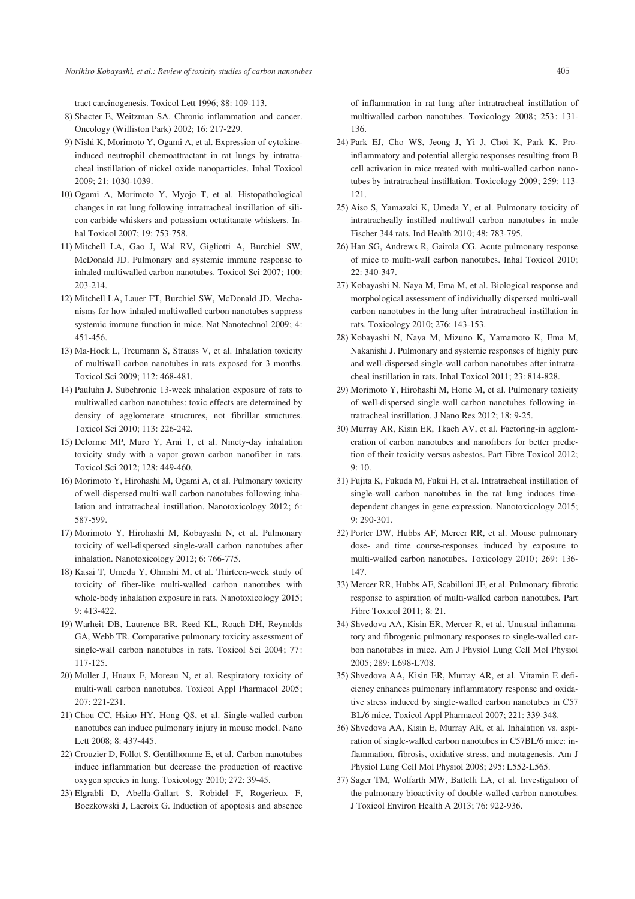tract carcinogenesis. Toxicol Lett 1996; 88: 109-113.

8) Shacter E, Weitzman SA. Chronic inflammation and cancer. Oncology (Williston Park) 2002; 16: 217-229.
9) Nishi K, Morimoto Y, Ogami A, et al. Expression of cytokine-induced neutrophil chemoattractant in rat lungs by intratracheal instillation of nickel oxide nanoparticles. Inhal Toxicol 2009; 21: 1030-1039.
10) Ogami A, Morimoto Y, Myojo T, et al. Histopathological changes in rat lung following intratracheal instillation of silicon carbide whiskers and potassium octatitanate whiskers. Inhal Toxicol 2007; 19: 753-758.
11) Mitchell LA, Gao J, Wal RV, Gigliotti A, Burchiel SW, McDonald JD. Pulmonary and systemic immune response to inhaled multiwalled carbon nanotubes. Toxicol Sci 2007; 100: 203-214.
12) Mitchell LA, Lauer FT, Burchiel SW, McDonald JD. Mechanisms for how inhaled multiwalled carbon nanotubes suppress systemic immune function in mice. Nat Nanotechnol 2009; 4: 451-456.
13) Ma-Hock L, Treumann S, Strauss V, et al. Inhalation toxicity of multiwall carbon nanotubes in rats exposed for 3 months. Toxicol Sci 2009; 112: 468-481.
14) Pauluhn J. Subchronic 13-week inhalation exposure of rats to multiwalled carbon nanotubes: toxic effects are determined by density of agglomerate structures, not fibrillar structures. Toxicol Sci 2010; 113: 226-242.
15) Delorme MP, Muro Y, Arai T, et al. Ninety-day inhalation toxicity study with a vapor grown carbon nanofiber in rats. Toxicol Sci 2012; 128: 449-460.
16) Morimoto Y, Hirohashi M, Ogami A, et al. Pulmonary toxicity of well-dispersed multi-wall carbon nanotubes following inhalation and intratracheal instillation. Nanotoxicology 2012; 6: 587-599.
17) Morimoto Y, Hirohashi M, Kobayashi N, et al. Pulmonary toxicity of well-dispersed single-wall carbon nanotubes after inhalation. Nanotoxicology 2012; 6: 766-775.
18) Kasai T, Umeda Y, Ohnishi M, et al. Thirteen-week study of toxicity of fiber-like multi-walled carbon nanotubes with whole-body inhalation exposure in rats. Nanotoxicology 2015; 9: 413-422.
19) Warheit DB, Laurence BR, Reed KL, Roach DH, Reynolds GA, Webb TR. Comparative pulmonary toxicity assessment of single-wall carbon nanotubes in rats. Toxicol Sci 2004; 77: 117-125.
20) Muller J, Huaux F, Moreau N, et al. Respiratory toxicity of multi-wall carbon nanotubes. Toxicol Appl Pharmacol 2005; 207: 221-231.
21) Chou CC, Hsiao HY, Hong QS, et al. Single-walled carbon nanotubes can induce pulmonary injury in mouse model. Nano Lett 2008; 8: 437-445.
22) Crouzier D, Follot S, Gentilhomme E, et al. Carbon nanotubes induce inflammation but decrease the production of reactive oxygen species in lung. Toxicology 2010; 272: 39-45.
23) Elgrabli D, Abella-Gallart S, Robidel F, Rogerieux F, Boczkowski J, Lacroix G. Induction of apoptosis and absence of inflammation in rat lung after intratracheal instillation of multiwalled carbon nanotubes. Toxicology 2008; 253: 131-136.
24) Park EJ, Cho WS, Jeong J, Yi J, Choi K, Park K. Pro-inflammatory and potential allergic responses resulting from B cell activation in mice treated with multi-walled carbon nanotubes by intratracheal instillation. Toxicology 2009; 259: 113-121.
25) Aiso S, Yamazaki K, Umeda Y, et al. Pulmonary toxicity of intratracheally instilled multiwall carbon nanotubes in male Fischer 344 rats. Ind Health 2010; 48: 783-795.
26) Han SG, Andrews R, Gairola CG. Acute pulmonary response of mice to multi-wall carbon nanotubes. Inhal Toxicol 2010; 22: 340-347.
27) Kobayashi N, Naya M, Ema M, et al. Biological response and morphological assessment of individually dispersed multi-wall carbon nanotubes in the lung after intratracheal instillation in rats. Toxicology 2010; 276: 143-153.
28) Kobayashi N, Naya M, Mizuno K, Yamamoto K, Ema M, Nakanishi J. Pulmonary and systemic responses of highly pure and well-dispersed single-wall carbon nanotubes after intratracheal instillation in rats. Inhal Toxicol 2011; 23: 814-828.
29) Morimoto Y, Hirohashi M, Horie M, et al. Pulmonary toxicity of well-dispersed single-wall carbon nanotubes following intratracheal instillation. J Nano Res 2012; 18: 9-25.
30) Murray AR, Kisin ER, Tkach AV, et al. Factoring-in agglomeration of carbon nanotubes and nanofibers for better prediction of their toxicity versus asbestos. Part Fibre Toxicol 2012; 9: 10.
31) Fujita K, Fukuda M, Fukui H, et al. Intratracheal instillation of single-wall carbon nanotubes in the rat lung induces time-dependent changes in gene expression. Nanotoxicology 2015; 9: 290-301.
32) Porter DW, Hubbs AF, Mercer RR, et al. Mouse pulmonary dose- and time course-responses induced by exposure to multi-walled carbon nanotubes. Toxicology 2010; 269: 136-147.
33) Mercer RR, Hubbs AF, Scabilloni JF, et al. Pulmonary fibrotic response to aspiration of multi-walled carbon nanotubes. Part Fibre Toxicol 2011; 8: 21.
34) Shvedova AA, Kisin ER, Mercer R, et al. Unusual inflammatory and fibrogenic pulmonary responses to single-walled carbon nanotubes in mice. Am J Physiol Lung Cell Mol Physiol 2005; 289: L698-L708.
35) Shvedova AA, Kisin ER, Murray AR, et al. Vitamin E deficiency enhances pulmonary inflammatory response and oxidative stress induced by single-walled carbon nanotubes in C57 BL/6 mice. Toxicol Appl Pharmacol 2007; 221: 339-348.
36) Shvedova AA, Kisin ER, Murray AR, et al. Inhalation vs. aspiration of single-walled carbon nanotubes in C57BL/6 mice: inflammation, fibrosis, oxidative stress, and mutagenesis. Am J Physiol Lung Cell Mol Physiol 2008; 295: L552-L565.
37) Sager TM, Wolfarth MW, Battelli LA, et al. Investigation of the pulmonary bioactivity of double-walled carbon nanotubes. J Toxicol Environ Health A 2013; 76: 922-936.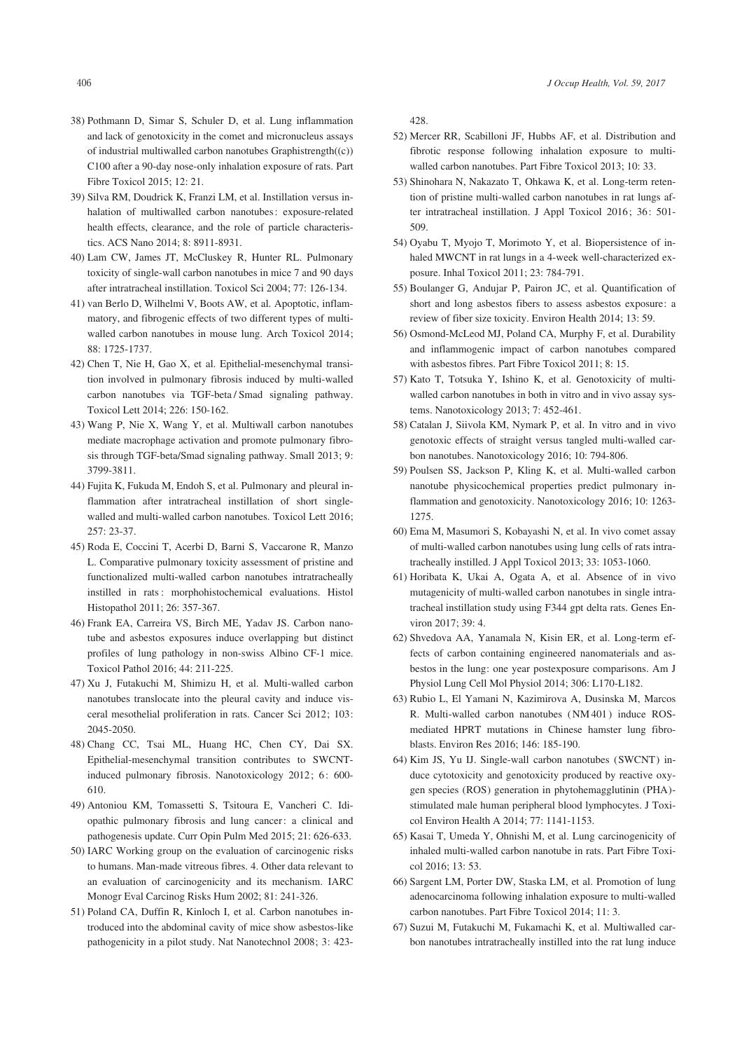38) Pothmann D, Simar S, Schuler D, et al. Lung inflammation and lack of genotoxicity in the comet and micronucleus assays of industrial multiwalled carbon nanotubes Graphistrength((c)) C100 after a 90-day nose-only inhalation exposure of rats. Part Fibre Toxicol 2015; 12: 21.

39) Silva RM, Doudrick K, Franzi LM, et al. Instillation versus inhalation of multiwalled carbon nanotubes: exposure-related health effects, clearance, and the role of particle characteristics. ACS Nano 2014; 8: 8911-8931.

40) Lam CW, James JT, McCluskey R, Hunter RL. Pulmonary toxicity of single-wall carbon nanotubes in mice 7 and 90 days after intratracheal instillation. Toxicol Sci 2004; 77: 126-134.

41) van Berlo D, Wilhelmi V, Boots AW, et al. Apoptotic, inflammatory, and fibrogenic effects of two different types of multi-walled carbon nanotubes in mouse lung. Arch Toxicol 2014; 88: 1725-1737.

42) Chen T, Nie H, Gao X, et al. Epithelial-mesenchymal transition involved in pulmonary fibrosis induced by multi-walled carbon nanotubes via TGF-beta / Smad signaling pathway. Toxicol Lett 2014; 226: 150-162.

43) Wang P, Nie X, Wang Y, et al. Multiwall carbon nanotubes mediate macrophage activation and promote pulmonary fibrosis through TGF-beta/Smad signaling pathway. Small 2013; 9: 3799-3811.

44) Fujita K, Fukuda M, Endoh S, et al. Pulmonary and pleural inflammation after intratracheal instillation of short single-walled and multi-walled carbon nanotubes. Toxicol Lett 2016; 257: 23-37.

45) Roda E, Coccini T, Acerbi D, Barni S, Vaccarone R, Manzo L. Comparative pulmonary toxicity assessment of pristine and functionalized multi-walled carbon nanotubes intratracheally instilled in rats: morphohistochemical evaluations. Histol Histopathol 2011; 26: 357-367.

46) Frank EA, Carreira VS, Birch ME, Yadav JS. Carbon nanotube and asbestos exposures induce overlapping but distinct profiles of lung pathology in non-swiss Albino CF-1 mice. Toxicol Pathol 2016; 44: 211-225.

47) Xu J, Futakuchi M, Shimizu H, et al. Multi-walled carbon nanotubes translocate into the pleural cavity and induce visceral mesothelial proliferation in rats. Cancer Sci 2012; 103: 2045-2050.

48) Chang CC, Tsai ML, Huang HC, Chen CY, Dai SX. Epithelial-mesenchymal transition contributes to SWCNT-induced pulmonary fibrosis. Nanotoxicology 2012; 6: 600-610.

49) Antoniou KM, Tomassetti S, Tsitoura E, Vancheri C. Idiopathic pulmonary fibrosis and lung cancer: a clinical and pathogenesis update. Curr Opin Pulm Med 2015; 21: 626-633.

50) IARC Working group on the evaluation of carcinogenic risks to humans. Man-made vitreous fibres. 4. Other data relevant to an evaluation of carcinogenicity and its mechanism. IARC Monogr Eval Carcinog Risks Hum 2002; 81: 241-326.

51) Poland CA, Duffin R, Kinloch I, et al. Carbon nanotubes introduced into the abdominal cavity of mice show asbestos-like pathogenicity in a pilot study. Nat Nanotechnol 2008; 3: 423-428.

52) Mercer RR, Scabilloni JF, Hubbs AF, et al. Distribution and fibrotic response following inhalation exposure to multi-walled carbon nanotubes. Part Fibre Toxicol 2013; 10: 33.

53) Shinohara N, Nakazato T, Ohkawa K, et al. Long-term retention of pristine multi-walled carbon nanotubes in rat lungs after intratracheal instillation. J Appl Toxicol 2016; 36: 501-509.

54) Oyabu T, Myojo T, Morimoto Y, et al. Biopersistence of inhaled MWCNT in rat lungs in a 4-week well-characterized exposure. Inhal Toxicol 2011; 23: 784-791.

55) Boulanger G, Andujar P, Pairon JC, et al. Quantification of short and long asbestos fibers to assess asbestos exposure: a review of fiber size toxicity. Environ Health 2014; 13: 59.

56) Osmond-McLeod MJ, Poland CA, Murphy F, et al. Durability and inflammogenic impact of carbon nanotubes compared with asbestos fibres. Part Fibre Toxicol 2011; 8: 15.

57) Kato T, Totsuka Y, Ishino K, et al. Genotoxicity of multi-walled carbon nanotubes in both in vitro and in vivo assay systems. Nanotoxicology 2013; 7: 452-461.

58) Catalan J, Siivola KM, Nymark P, et al. In vitro and in vivo genotoxic effects of straight versus tangled multi-walled carbon nanotubes. Nanotoxicology 2016; 10: 794-806.

59) Poulsen SS, Jackson P, Kling K, et al. Multi-walled carbon nanotube physicochemical properties predict pulmonary inflammation and genotoxicity. Nanotoxicology 2016; 10: 1263-1275.

60) Ema M, Masumori S, Kobayashi N, et al. In vivo comet assay of multi-walled carbon nanotubes using lung cells of rats intratracheally instilled. J Appl Toxicol 2013; 33: 1053-1060.

61) Horibata K, Ukai A, Ogata A, et al. Absence of in vivo mutagenicity of multi-walled carbon nanotubes in single intratracheal instillation study using F344 gpt delta rats. Genes Environ 2017; 39: 4.

62) Shvedova AA, Yanamala N, Kisin ER, et al. Long-term effects of carbon containing engineered nanomaterials and asbestos in the lung: one year postexposure comparisons. Am J Physiol Lung Cell Mol Physiol 2014; 306: L170-L182.

63) Rubio L, El Yamani N, Kazimirova A, Dusinska M, Marcos R. Multi-walled carbon nanotubes (NM401) induce ROS-mediated HPRT mutations in Chinese hamster lung fibroblasts. Environ Res 2016; 146: 185-190.

64) Kim JS, Yu IJ. Single-wall carbon nanotubes (SWCNT) induce cytotoxicity and genotoxicity produced by reactive oxygen species (ROS) generation in phytohemagglutinin (PHA)-stimulated male human peripheral blood lymphocytes. J Toxicol Environ Health A 2014; 77: 1141-1153.

65) Kasai T, Umeda Y, Ohnishi M, et al. Lung carcinogenicity of inhaled multi-walled carbon nanotube in rats. Part Fibre Toxicol 2016; 13: 53.

66) Sargent LM, Porter DW, Staska LM, et al. Promotion of lung adenocarcinoma following inhalation exposure to multi-walled carbon nanotubes. Part Fibre Toxicol 2014; 11: 3.

67) Suzui M, Futakuchi M, Fukamachi K, et al. Multiwalled carbon nanotubes intratracheally instilled into the rat lung induce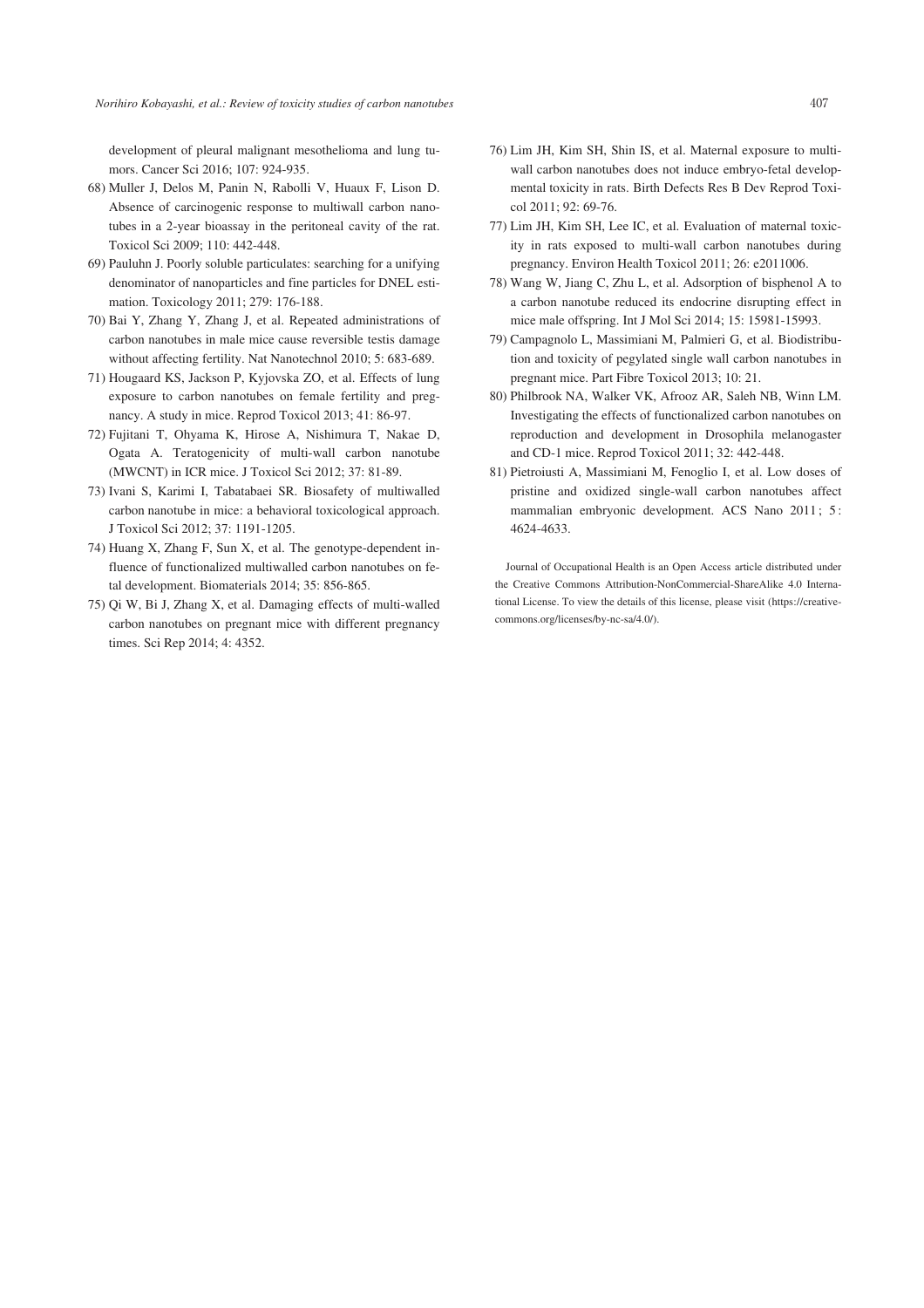development of pleural malignant mesothelioma and lung tumors. Cancer Sci 2016; 107: 924-935.

68) Muller J, Delos M, Panin N, Rabolli V, Huaux F, Lison D. Absence of carcinogenic response to multiwall carbon nanotubes in a 2-year bioassay in the peritoneal cavity of the rat. Toxicol Sci 2009; 110: 442-448.

69) Pauluhn J. Poorly soluble particulates: searching for a unifying denominator of nanoparticles and fine particles for DNEL estimation. Toxicology 2011; 279: 176-188.

70) Bai Y, Zhang Y, Zhang J, et al. Repeated administrations of carbon nanotubes in male mice cause reversible testis damage without affecting fertility. Nat Nanotechnol 2010; 5: 683-689.

71) Hougaard KS, Jackson P, Kyjovska ZO, et al. Effects of lung exposure to carbon nanotubes on female fertility and pregnancy. A study in mice. Reprod Toxicol 2013; 41: 86-97.

72) Fujitani T, Ohyama K, Hirose A, Nishimura T, Nakae D, Ogata A. Teratogenicity of multi-wall carbon nanotube (MWCNT) in ICR mice. J Toxicol Sci 2012; 37: 81-89.

73) Ivani S, Karimi I, Tabatabaei SR. Biosafety of multiwalled carbon nanotube in mice: a behavioral toxicological approach. J Toxicol Sci 2012; 37: 1191-1205.

74) Huang X, Zhang F, Sun X, et al. The genotype-dependent influence of functionalized multiwalled carbon nanotubes on fetal development. Biomaterials 2014; 35: 856-865.

75) Qi W, Bi J, Zhang X, et al. Damaging effects of multi-walled carbon nanotubes on pregnant mice with different pregnancy times. Sci Rep 2014; 4: 4352.

76) Lim JH, Kim SH, Shin IS, et al. Maternal exposure to multiwall carbon nanotubes does not induce embryo-fetal developmental toxicity in rats. Birth Defects Res B Dev Reprod Toxicol 2011; 92: 69-76.

77) Lim JH, Kim SH, Lee IC, et al. Evaluation of maternal toxicity in rats exposed to multi-wall carbon nanotubes during pregnancy. Environ Health Toxicol 2011; 26: e2011006.

78) Wang W, Jiang C, Zhu L, et al. Adsorption of bisphenol A to a carbon nanotube reduced its endocrine disrupting effect in mice male offspring. Int J Mol Sci 2014; 15: 15981-15993.

79) Campagnolo L, Massimiani M, Palmieri G, et al. Biodistribution and toxicity of pegylated single wall carbon nanotubes in pregnant mice. Part Fibre Toxicol 2013; 10: 21.

80) Philbrook NA, Walker VK, Afrooz AR, Saleh NB, Winn LM. Investigating the effects of functionalized carbon nanotubes on reproduction and development in Drosophila melanogaster and CD-1 mice. Reprod Toxicol 2011; 32: 442-448.

81) Pietroiusti A, Massimiani M, Fenoglio I, et al. Low doses of pristine and oxidized single-wall carbon nanotubes affect mammalian embryonic development. ACS Nano 2011; 5: 4624-4633.

Journal of Occupational Health is an Open Access article distributed under the Creative Commons Attribution-NonCommercial-ShareAlike 4.0 International License. To view the details of this license, please visit (https://creativecommons.org/licenses/by-nc-sa/4.0/).